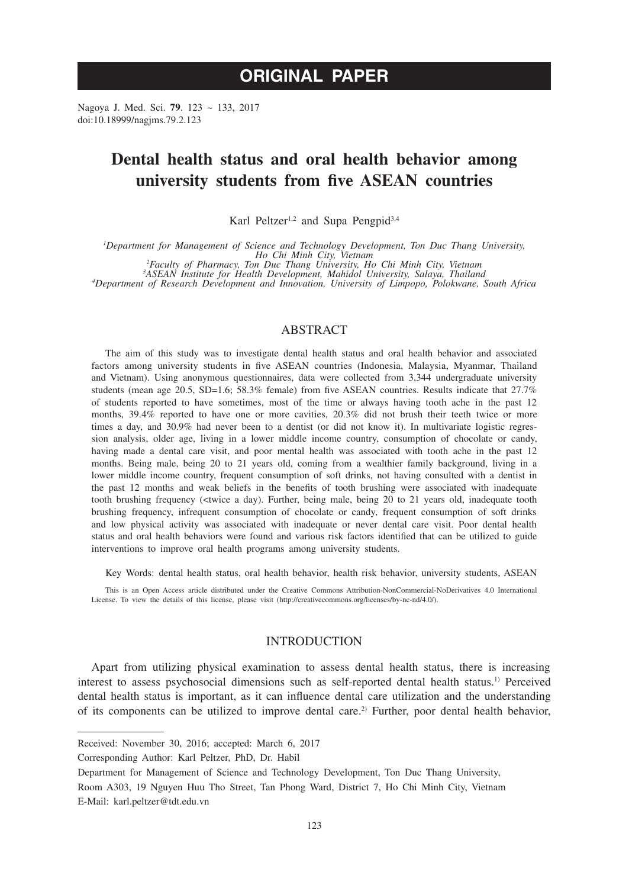# ORIGINAL PAPER

Nagoya J. Med. Sci. **79**. 123 ~ 133, 2017
doi:10.18999/nagjms.79.2.123

# Dental health status and oral health behavior among university students from five ASEAN countries

Karl Peltzer[1,2] and Supa Pengpid[3,4]

[1]*Department for Management of Science and Technology Development, Ton Duc Thang University, Ho Chi Minh City, Vietnam*
[2]*Faculty of Pharmacy, Ton Duc Thang University, Ho Chi Minh City, Vietnam*
[3]*ASEAN Institute for Health Development, Mahidol University, Salaya, Thailand*
[4]*Department of Research Development and Innovation, University of Limpopo, Polokwane, South Africa*

## ABSTRACT

The aim of this study was to investigate dental health status and oral health behavior and associated factors among university students in five ASEAN countries (Indonesia, Malaysia, Myanmar, Thailand and Vietnam). Using anonymous questionnaires, data were collected from 3,344 undergraduate university students (mean age 20.5, SD=1.6; 58.3% female) from five ASEAN countries. Results indicate that 27.7% of students reported to have sometimes, most of the time or always having tooth ache in the past 12 months, 39.4% reported to have one or more cavities, 20.3% did not brush their teeth twice or more times a day, and 30.9% had never been to a dentist (or did not know it). In multivariate logistic regression analysis, older age, living in a lower middle income country, consumption of chocolate or candy, having made a dental care visit, and poor mental health was associated with tooth ache in the past 12 months. Being male, being 20 to 21 years old, coming from a wealthier family background, living in a lower middle income country, frequent consumption of soft drinks, not having consulted with a dentist in the past 12 months and weak beliefs in the benefits of tooth brushing were associated with inadequate tooth brushing frequency (<twice a day). Further, being male, being 20 to 21 years old, inadequate tooth brushing frequency, infrequent consumption of chocolate or candy, frequent consumption of soft drinks and low physical activity was associated with inadequate or never dental care visit. Poor dental health status and oral health behaviors were found and various risk factors identified that can be utilized to guide interventions to improve oral health programs among university students.

Key Words: dental health status, oral health behavior, health risk behavior, university students, ASEAN

This is an Open Access article distributed under the Creative Commons Attribution-NonCommercial-NoDerivatives 4.0 International License. To view the details of this license, please visit (http://creativecommons.org/licenses/by-nc-nd/4.0/).

## INTRODUCTION

Apart from utilizing physical examination to assess dental health status, there is increasing interest to assess psychosocial dimensions such as self-reported dental health status.[1)] Perceived dental health status is important, as it can influence dental care utilization and the understanding of its components can be utilized to improve dental care.[2)] Further, poor dental health behavior,

Received: November 30, 2016; accepted: March 6, 2017
Corresponding Author: Karl Peltzer, PhD, Dr. Habil
Department for Management of Science and Technology Development, Ton Duc Thang University, Room A303, 19 Nguyen Huu Tho Street, Tan Phong Ward, District 7, Ho Chi Minh City, Vietnam
E-Mail: karl.peltzer@tdt.edu.vn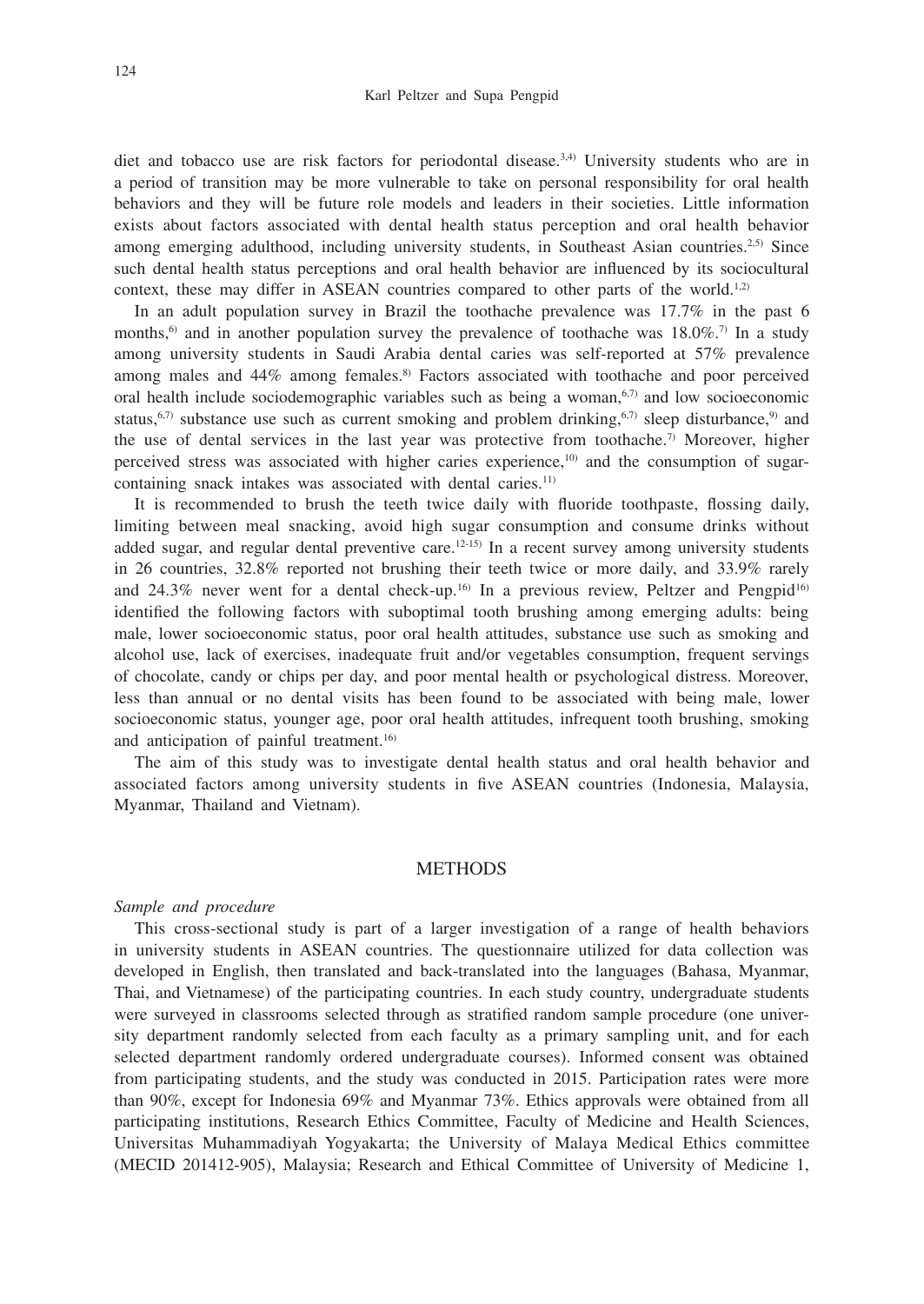diet and tobacco use are risk factors for periodontal disease.[3,4] University students who are in a period of transition may be more vulnerable to take on personal responsibility for oral health behaviors and they will be future role models and leaders in their societies. Little information exists about factors associated with dental health status perception and oral health behavior among emerging adulthood, including university students, in Southeast Asian countries.[2,5] Since such dental health status perceptions and oral health behavior are influenced by its sociocultural context, these may differ in ASEAN countries compared to other parts of the world.[1,2]

In an adult population survey in Brazil the toothache prevalence was 17.7% in the past 6 months,[6] and in another population survey the prevalence of toothache was 18.0%.[7] In a study among university students in Saudi Arabia dental caries was self-reported at 57% prevalence among males and 44% among females.[8] Factors associated with toothache and poor perceived oral health include sociodemographic variables such as being a woman,[6,7] and low socioeconomic status,[6,7] substance use such as current smoking and problem drinking,[6,7] sleep disturbance,[9] and the use of dental services in the last year was protective from toothache.[7] Moreover, higher perceived stress was associated with higher caries experience,[10] and the consumption of sugar-containing snack intakes was associated with dental caries.[11]

It is recommended to brush the teeth twice daily with fluoride toothpaste, flossing daily, limiting between meal snacking, avoid high sugar consumption and consume drinks without added sugar, and regular dental preventive care.[12-15] In a recent survey among university students in 26 countries, 32.8% reported not brushing their teeth twice or more daily, and 33.9% rarely and 24.3% never went for a dental check-up.[16] In a previous review, Peltzer and Pengpid[16] identified the following factors with suboptimal tooth brushing among emerging adults: being male, lower socioeconomic status, poor oral health attitudes, substance use such as smoking and alcohol use, lack of exercises, inadequate fruit and/or vegetables consumption, frequent servings of chocolate, candy or chips per day, and poor mental health or psychological distress. Moreover, less than annual or no dental visits has been found to be associated with being male, lower socioeconomic status, younger age, poor oral health attitudes, infrequent tooth brushing, smoking and anticipation of painful treatment.[16]

The aim of this study was to investigate dental health status and oral health behavior and associated factors among university students in five ASEAN countries (Indonesia, Malaysia, Myanmar, Thailand and Vietnam).

## METHODS

*Sample and procedure*

This cross-sectional study is part of a larger investigation of a range of health behaviors in university students in ASEAN countries. The questionnaire utilized for data collection was developed in English, then translated and back-translated into the languages (Bahasa, Myanmar, Thai, and Vietnamese) of the participating countries. In each study country, undergraduate students were surveyed in classrooms selected through as stratified random sample procedure (one university department randomly selected from each faculty as a primary sampling unit, and for each selected department randomly ordered undergraduate courses). Informed consent was obtained from participating students, and the study was conducted in 2015. Participation rates were more than 90%, except for Indonesia 69% and Myanmar 73%. Ethics approvals were obtained from all participating institutions, Research Ethics Committee, Faculty of Medicine and Health Sciences, Universitas Muhammadiyah Yogyakarta; the University of Malaya Medical Ethics committee (MECID 201412-905), Malaysia; Research and Ethical Committee of University of Medicine 1,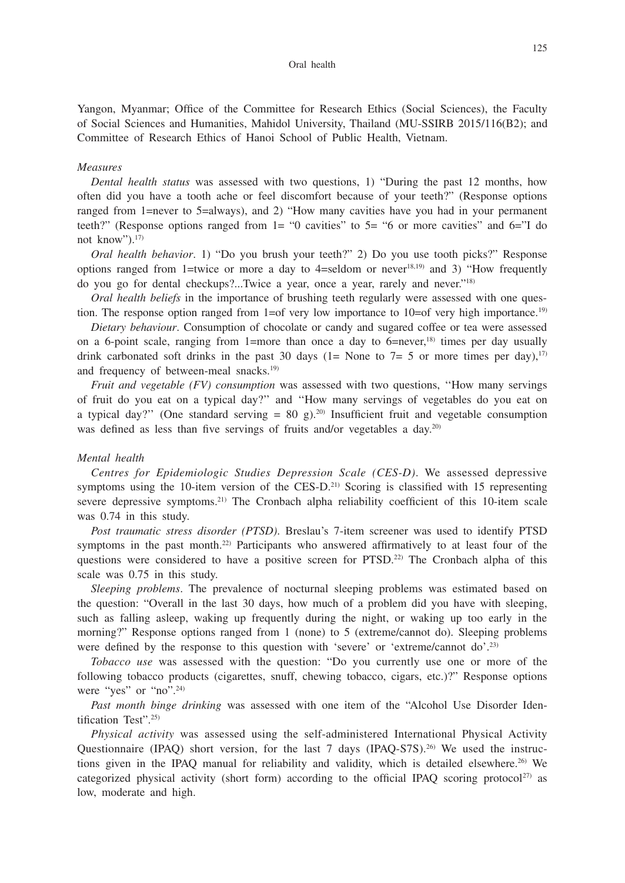Yangon, Myanmar; Office of the Committee for Research Ethics (Social Sciences), the Faculty of Social Sciences and Humanities, Mahidol University, Thailand (MU-SSIRB 2015/116(B2); and Committee of Research Ethics of Hanoi School of Public Health, Vietnam.

*Measures*

*Dental health status* was assessed with two questions, 1) "During the past 12 months, how often did you have a tooth ache or feel discomfort because of your teeth?" (Response options ranged from 1=never to 5=always), and 2) "How many cavities have you had in your permanent teeth?" (Response options ranged from 1= "0 cavities" to 5= "6 or more cavities" and 6="I do not know").[17]

*Oral health behavior*. 1) "Do you brush your teeth?" 2) Do you use tooth picks?" Response options ranged from 1=twice or more a day to 4=seldom or never[18,19] and 3) "How frequently do you go for dental checkups?...Twice a year, once a year, rarely and never."[18]

*Oral health beliefs* in the importance of brushing teeth regularly were assessed with one question. The response option ranged from 1=of very low importance to 10=of very high importance.[19]

*Dietary behaviour*. Consumption of chocolate or candy and sugared coffee or tea were assessed on a 6-point scale, ranging from 1=more than once a day to 6=never,[18] times per day usually drink carbonated soft drinks in the past 30 days (1= None to 7= 5 or more times per day),[17] and frequency of between-meal snacks.[19]

*Fruit and vegetable (FV) consumption* was assessed with two questions, ''How many servings of fruit do you eat on a typical day?'' and ''How many servings of vegetables do you eat on a typical day?'' (One standard serving = 80 g).[20] Insufficient fruit and vegetable consumption was defined as less than five servings of fruits and/or vegetables a day.[20]

*Mental health*

*Centres for Epidemiologic Studies Depression Scale (CES-D)*. We assessed depressive symptoms using the 10-item version of the CES-D.[21] Scoring is classified with 15 representing severe depressive symptoms.[21] The Cronbach alpha reliability coefficient of this 10-item scale was 0.74 in this study.

*Post traumatic stress disorder (PTSD)*. Breslau's 7-item screener was used to identify PTSD symptoms in the past month.[22] Participants who answered affirmatively to at least four of the questions were considered to have a positive screen for PTSD.[22] The Cronbach alpha of this scale was 0.75 in this study.

*Sleeping problems*. The prevalence of nocturnal sleeping problems was estimated based on the question: "Overall in the last 30 days, how much of a problem did you have with sleeping, such as falling asleep, waking up frequently during the night, or waking up too early in the morning?" Response options ranged from 1 (none) to 5 (extreme/cannot do). Sleeping problems were defined by the response to this question with 'severe' or 'extreme/cannot do'.[23]

*Tobacco use* was assessed with the question: "Do you currently use one or more of the following tobacco products (cigarettes, snuff, chewing tobacco, cigars, etc.)?" Response options were "yes" or "no".[24]

*Past month binge drinking* was assessed with one item of the "Alcohol Use Disorder Identification Test".[25]

*Physical activity* was assessed using the self-administered International Physical Activity Questionnaire (IPAQ) short version, for the last 7 days (IPAQ-S7S).[26] We used the instructions given in the IPAQ manual for reliability and validity, which is detailed elsewhere.[26] We categorized physical activity (short form) according to the official IPAQ scoring protocol[27] as low, moderate and high.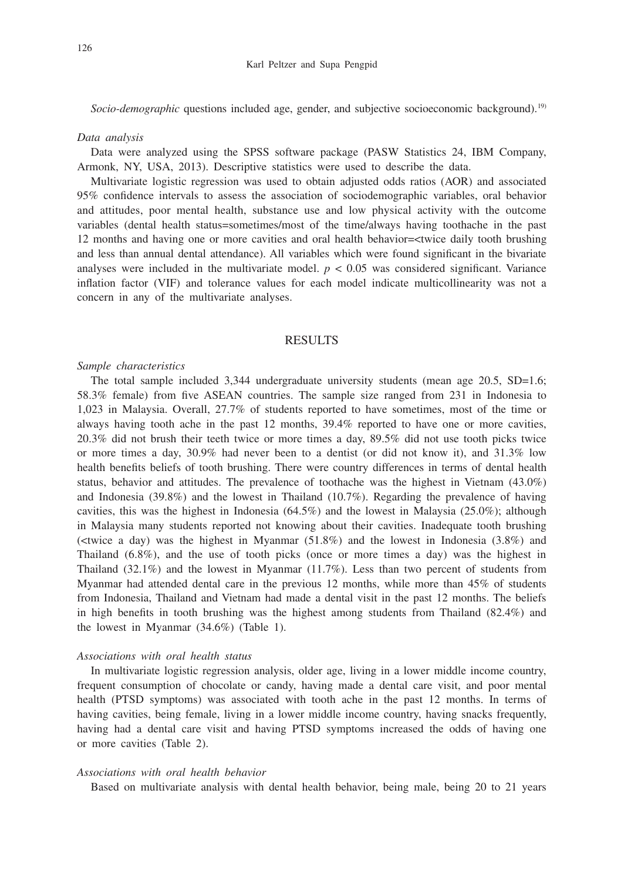*Socio-demographic* questions included age, gender, and subjective socioeconomic background).[19]

*Data analysis*

Data were analyzed using the SPSS software package (PASW Statistics 24, IBM Company, Armonk, NY, USA, 2013). Descriptive statistics were used to describe the data.

Multivariate logistic regression was used to obtain adjusted odds ratios (AOR) and associated 95% confidence intervals to assess the association of sociodemographic variables, oral behavior and attitudes, poor mental health, substance use and low physical activity with the outcome variables (dental health status=sometimes/most of the time/always having toothache in the past 12 months and having one or more cavities and oral health behavior=<twice daily tooth brushing and less than annual dental attendance). All variables which were found significant in the bivariate analyses were included in the multivariate model. $p < 0.05$ was considered significant. Variance inflation factor (VIF) and tolerance values for each model indicate multicollinearity was not a concern in any of the multivariate analyses.

## RESULTS

*Sample characteristics*

The total sample included 3,344 undergraduate university students (mean age 20.5, SD=1.6; 58.3% female) from five ASEAN countries. The sample size ranged from 231 in Indonesia to 1,023 in Malaysia. Overall, 27.7% of students reported to have sometimes, most of the time or always having tooth ache in the past 12 months, 39.4% reported to have one or more cavities, 20.3% did not brush their teeth twice or more times a day, 89.5% did not use tooth picks twice or more times a day, 30.9% had never been to a dentist (or did not know it), and 31.3% low health benefits beliefs of tooth brushing. There were country differences in terms of dental health status, behavior and attitudes. The prevalence of toothache was the highest in Vietnam (43.0%) and Indonesia (39.8%) and the lowest in Thailand (10.7%). Regarding the prevalence of having cavities, this was the highest in Indonesia (64.5%) and the lowest in Malaysia (25.0%); although in Malaysia many students reported not knowing about their cavities. Inadequate tooth brushing (<twice a day) was the highest in Myanmar (51.8%) and the lowest in Indonesia (3.8%) and Thailand (6.8%), and the use of tooth picks (once or more times a day) was the highest in Thailand (32.1%) and the lowest in Myanmar (11.7%). Less than two percent of students from Myanmar had attended dental care in the previous 12 months, while more than 45% of students from Indonesia, Thailand and Vietnam had made a dental visit in the past 12 months. The beliefs in high benefits in tooth brushing was the highest among students from Thailand (82.4%) and the lowest in Myanmar (34.6%) (Table 1).

*Associations with oral health status*

In multivariate logistic regression analysis, older age, living in a lower middle income country, frequent consumption of chocolate or candy, having made a dental care visit, and poor mental health (PTSD symptoms) was associated with tooth ache in the past 12 months. In terms of having cavities, being female, living in a lower middle income country, having snacks frequently, having had a dental care visit and having PTSD symptoms increased the odds of having one or more cavities (Table 2).

*Associations with oral health behavior*

Based on multivariate analysis with dental health behavior, being male, being 20 to 21 years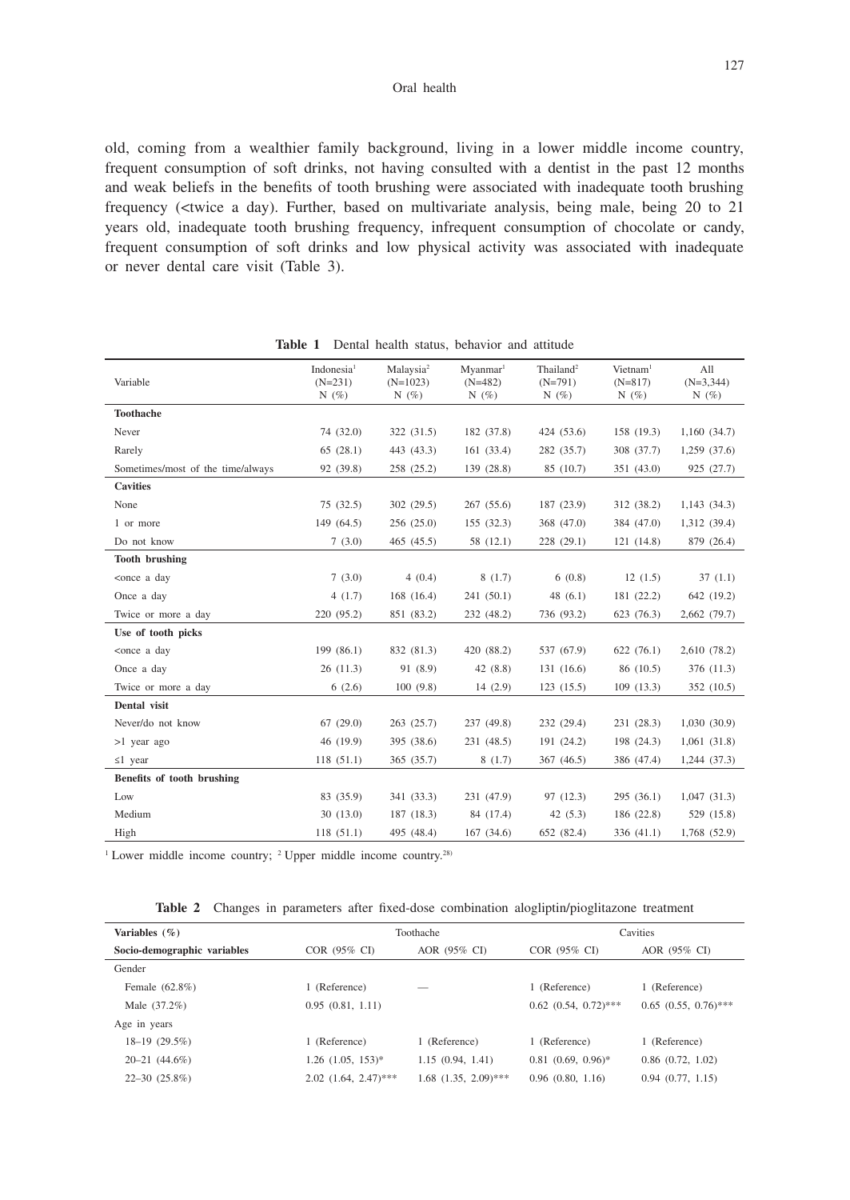old, coming from a wealthier family background, living in a lower middle income country, frequent consumption of soft drinks, not having consulted with a dentist in the past 12 months and weak beliefs in the benefits of tooth brushing were associated with inadequate tooth brushing frequency (<twice a day). Further, based on multivariate analysis, being male, being 20 to 21 years old, inadequate tooth brushing frequency, infrequent consumption of chocolate or candy, frequent consumption of soft drinks and low physical activity was associated with inadequate or never dental care visit (Table 3).

**Table 1** Dental health status, behavior and attitude

| Variable | Indonesia[1] (N=231) N (%) | Malaysia[2] (N=1023) N (%) | Myanmar[1] (N=482) N (%) | Thailand[2] (N=791) N (%) | Vietnam[1] (N=817) N (%) | All (N=3,344) N (%) |
|---|---|---|---|---|---|---|
| **Toothache** | | | | | | |
| Never | 74 (32.0) | 322 (31.5) | 182 (37.8) | 424 (53.6) | 158 (19.3) | 1,160 (34.7) |
| Rarely | 65 (28.1) | 443 (43.3) | 161 (33.4) | 282 (35.7) | 308 (37.7) | 1,259 (37.6) |
| Sometimes/most of the time/always | 92 (39.8) | 258 (25.2) | 139 (28.8) | 85 (10.7) | 351 (43.0) | 925 (27.7) |
| **Cavities** | | | | | | |
| None | 75 (32.5) | 302 (29.5) | 267 (55.6) | 187 (23.9) | 312 (38.2) | 1,143 (34.3) |
| 1 or more | 149 (64.5) | 256 (25.0) | 155 (32.3) | 368 (47.0) | 384 (47.0) | 1,312 (39.4) |
| Do not know | 7 (3.0) | 465 (45.5) | 58 (12.1) | 228 (29.1) | 121 (14.8) | 879 (26.4) |
| **Tooth brushing** | | | | | | |
| <once a day | 7 (3.0) | 4 (0.4) | 8 (1.7) | 6 (0.8) | 12 (1.5) | 37 (1.1) |
| Once a day | 4 (1.7) | 168 (16.4) | 241 (50.1) | 48 (6.1) | 181 (22.2) | 642 (19.2) |
| Twice or more a day | 220 (95.2) | 851 (83.2) | 232 (48.2) | 736 (93.2) | 623 (76.3) | 2,662 (79.7) |
| **Use of tooth picks** | | | | | | |
| <once a day | 199 (86.1) | 832 (81.3) | 420 (88.2) | 537 (67.9) | 622 (76.1) | 2,610 (78.2) |
| Once a day | 26 (11.3) | 91 (8.9) | 42 (8.8) | 131 (16.6) | 86 (10.5) | 376 (11.3) |
| Twice or more a day | 6 (2.6) | 100 (9.8) | 14 (2.9) | 123 (15.5) | 109 (13.3) | 352 (10.5) |
| **Dental visit** | | | | | | |
| Never/do not know | 67 (29.0) | 263 (25.7) | 237 (49.8) | 232 (29.4) | 231 (28.3) | 1,030 (30.9) |
| >1 year ago | 46 (19.9) | 395 (38.6) | 231 (48.5) | 191 (24.2) | 198 (24.3) | 1,061 (31.8) |
| ≤1 year | 118 (51.1) | 365 (35.7) | 8 (1.7) | 367 (46.5) | 386 (47.4) | 1,244 (37.3) |
| **Benefits of tooth brushing** | | | | | | |
| Low | 83 (35.9) | 341 (33.3) | 231 (47.9) | 97 (12.3) | 295 (36.1) | 1,047 (31.3) |
| Medium | 30 (13.0) | 187 (18.3) | 84 (17.4) | 42 (5.3) | 186 (22.8) | 529 (15.8) |
| High | 118 (51.1) | 495 (48.4) | 167 (34.6) | 652 (82.4) | 336 (41.1) | 1,768 (52.9) |

[1] Lower middle income country; [2] Upper middle income country.[28]

**Table 2** Changes in parameters after fixed-dose combination alogliptin/pioglitazone treatment

| Variables (%) | Toothache | | Cavities | |
|---|---|---|---|---|
| **Socio-demographic variables** | COR (95% CI) | AOR (95% CI) | COR (95% CI) | AOR (95% CI) |
| Gender | | | | |
| Female (62.8%) | 1 (Reference) | — | 1 (Reference) | 1 (Reference) |
| Male (37.2%) | 0.95 (0.81, 1.11) | | 0.62 (0.54, 0.72)*** | 0.65 (0.55, 0.76)*** |
| Age in years | | | | |
| 18–19 (29.5%) | 1 (Reference) | 1 (Reference) | 1 (Reference) | 1 (Reference) |
| 20–21 (44.6%) | 1.26 (1.05, 153)* | 1.15 (0.94, 1.41) | 0.81 (0.69, 0.96)* | 0.86 (0.72, 1.02) |
| 22–30 (25.8%) | 2.02 (1.64, 2.47)*** | 1.68 (1.35, 2.09)*** | 0.96 (0.80, 1.16) | 0.94 (0.77, 1.15) |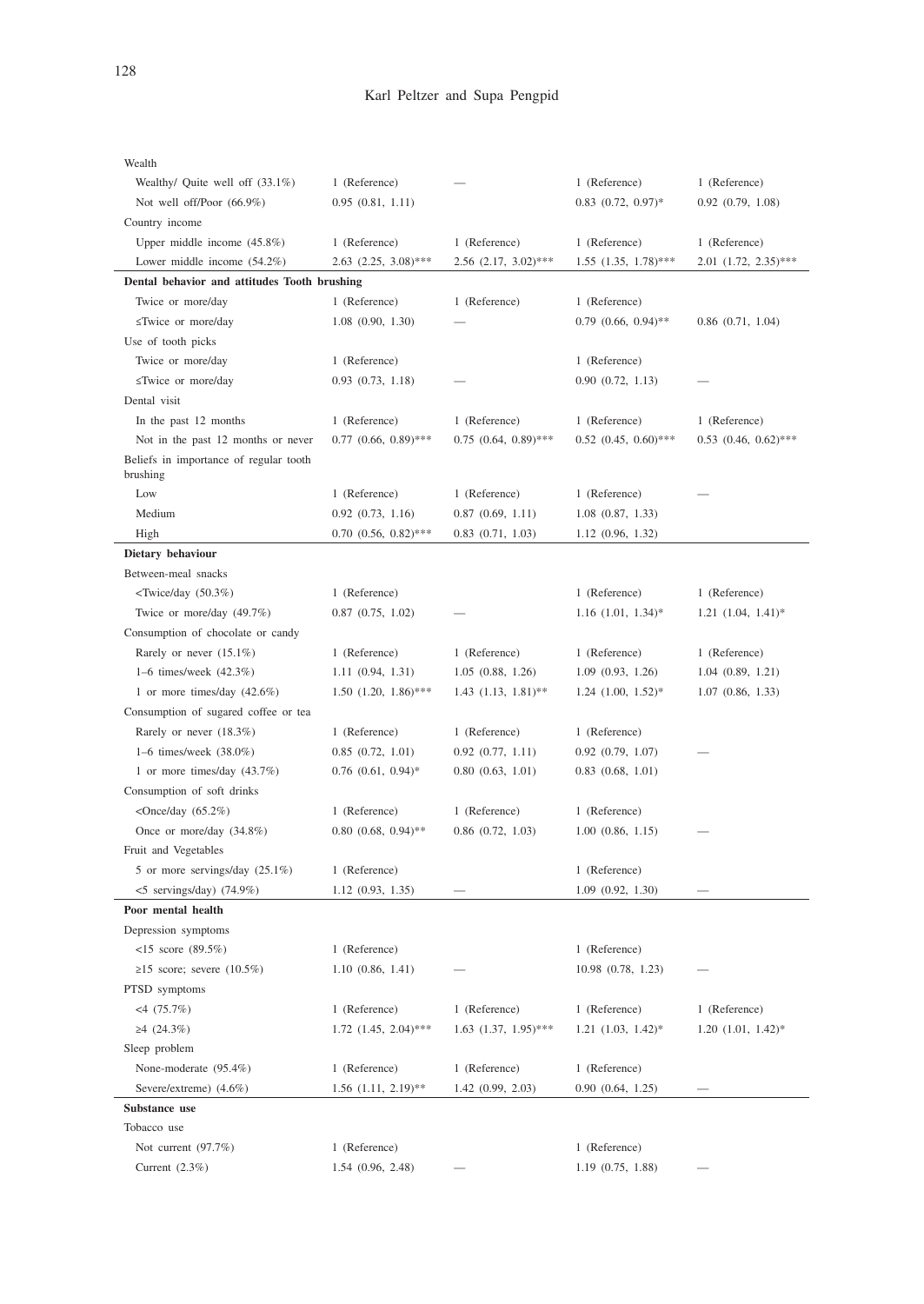| | | | | |
|---|---|---|---|---|
| Wealth | | | | |
| Wealthy/ Quite well off (33.1%) | 1 (Reference) | — | 1 (Reference) | 1 (Reference) |
| Not well off/Poor (66.9%) | 0.95 (0.81, 1.11) | | 0.83 (0.72, 0.97)* | 0.92 (0.79, 1.08) |
| Country income | | | | |
| Upper middle income (45.8%) | 1 (Reference) | 1 (Reference) | 1 (Reference) | 1 (Reference) |
| Lower middle income (54.2%) | 2.63 (2.25, 3.08)*** | 2.56 (2.17, 3.02)*** | 1.55 (1.35, 1.78)*** | 2.01 (1.72, 2.35)*** |
| **Dental behavior and attitudes Tooth brushing** | | | | |
| Twice or more/day | 1 (Reference) | 1 (Reference) | 1 (Reference) | |
| ≤Twice or more/day | 1.08 (0.90, 1.30) | — | 0.79 (0.66, 0.94)** | 0.86 (0.71, 1.04) |
| Use of tooth picks | | | | |
| Twice or more/day | 1 (Reference) | | 1 (Reference) | |
| ≤Twice or more/day | 0.93 (0.73, 1.18) | — | 0.90 (0.72, 1.13) | — |
| Dental visit | | | | |
| In the past 12 months | 1 (Reference) | 1 (Reference) | 1 (Reference) | 1 (Reference) |
| Not in the past 12 months or never | 0.77 (0.66, 0.89)*** | 0.75 (0.64, 0.89)*** | 0.52 (0.45, 0.60)*** | 0.53 (0.46, 0.62)*** |
| Beliefs in importance of regular tooth brushing | | | | |
| Low | 1 (Reference) | 1 (Reference) | 1 (Reference) | — |
| Medium | 0.92 (0.73, 1.16) | 0.87 (0.69, 1.11) | 1.08 (0.87, 1.33) | |
| High | 0.70 (0.56, 0.82)*** | 0.83 (0.71, 1.03) | 1.12 (0.96, 1.32) | |
| **Dietary behaviour** | | | | |
| Between-meal snacks | | | | |
| <Twice/day (50.3%) | 1 (Reference) | | 1 (Reference) | 1 (Reference) |
| Twice or more/day (49.7%) | 0.87 (0.75, 1.02) | — | 1.16 (1.01, 1.34)* | 1.21 (1.04, 1.41)* |
| Consumption of chocolate or candy | | | | |
| Rarely or never (15.1%) | 1 (Reference) | 1 (Reference) | 1 (Reference) | 1 (Reference) |
| 1–6 times/week (42.3%) | 1.11 (0.94, 1.31) | 1.05 (0.88, 1.26) | 1.09 (0.93, 1.26) | 1.04 (0.89, 1.21) |
| 1 or more times/day (42.6%) | 1.50 (1.20, 1.86)*** | 1.43 (1.13, 1.81)** | 1.24 (1.00, 1.52)* | 1.07 (0.86, 1.33) |
| Consumption of sugared coffee or tea | | | | |
| Rarely or never (18.3%) | 1 (Reference) | 1 (Reference) | 1 (Reference) | |
| 1–6 times/week (38.0%) | 0.85 (0.72, 1.01) | 0.92 (0.77, 1.11) | 0.92 (0.79, 1.07) | — |
| 1 or more times/day (43.7%) | 0.76 (0.61, 0.94)* | 0.80 (0.63, 1.01) | 0.83 (0.68, 1.01) | |
| Consumption of soft drinks | | | | |
| <Once/day (65.2%) | 1 (Reference) | 1 (Reference) | 1 (Reference) | |
| Once or more/day (34.8%) | 0.80 (0.68, 0.94)** | 0.86 (0.72, 1.03) | 1.00 (0.86, 1.15) | — |
| Fruit and Vegetables | | | | |
| 5 or more servings/day (25.1%) | 1 (Reference) | | 1 (Reference) | |
| <5 servings/day) (74.9%) | 1.12 (0.93, 1.35) | — | 1.09 (0.92, 1.30) | — |
| **Poor mental health** | | | | |
| Depression symptoms | | | | |
| <15 score (89.5%) | 1 (Reference) | | 1 (Reference) | |
| ≥15 score; severe (10.5%) | 1.10 (0.86, 1.41) | — | 10.98 (0.78, 1.23) | — |
| PTSD symptoms | | | | |
| <4 (75.7%) | 1 (Reference) | 1 (Reference) | 1 (Reference) | 1 (Reference) |
| ≥4 (24.3%) | 1.72 (1.45, 2.04)*** | 1.63 (1.37, 1.95)*** | 1.21 (1.03, 1.42)* | 1.20 (1.01, 1.42)* |
| Sleep problem | | | | |
| None-moderate (95.4%) | 1 (Reference) | 1 (Reference) | 1 (Reference) | |
| Severe/extreme) (4.6%) | 1.56 (1.11, 2.19)** | 1.42 (0.99, 2.03) | 0.90 (0.64, 1.25) | — |
| **Substance use** | | | | |
| Tobacco use | | | | |
| Not current (97.7%) | 1 (Reference) | | 1 (Reference) | |
| Current (2.3%) | 1.54 (0.96, 2.48) | — | 1.19 (0.75, 1.88) | — |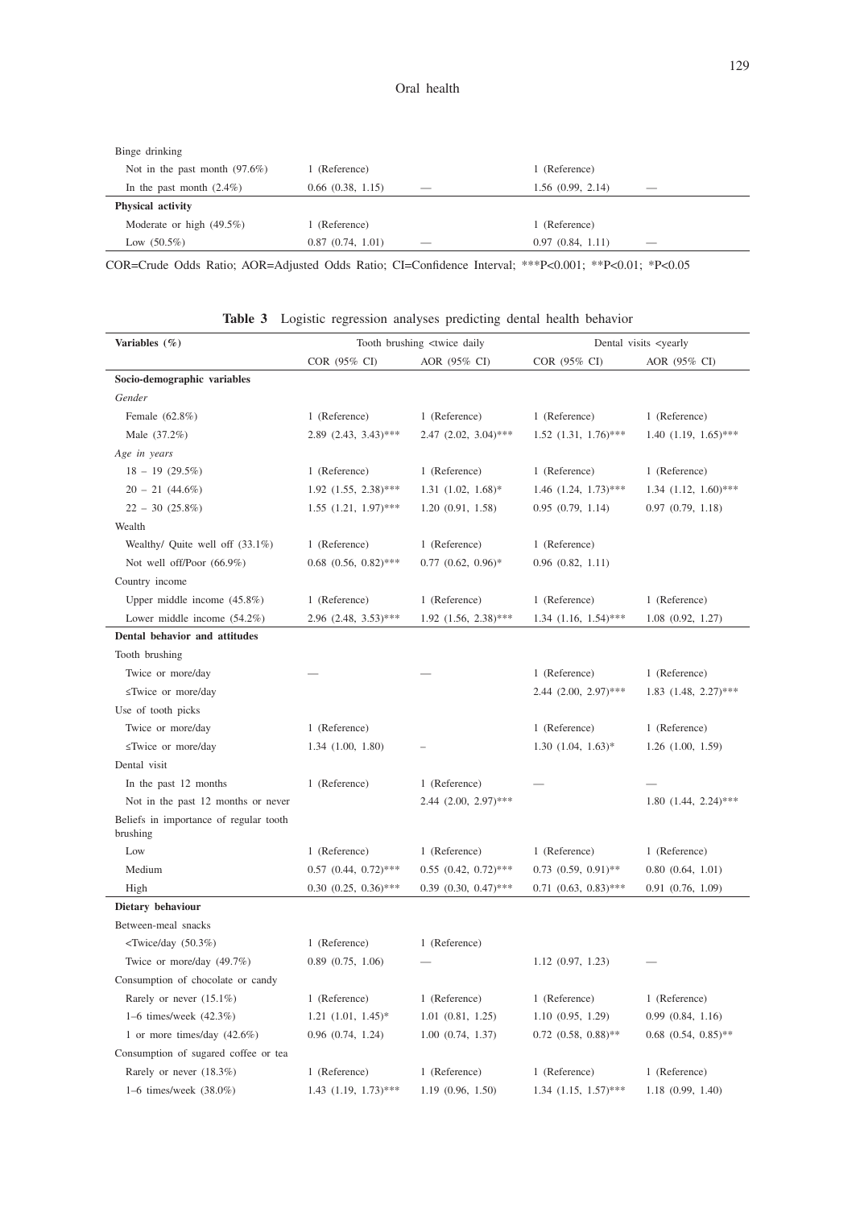| Binge drinking | | | | |
|---|---|---|---|---|
| Not in the past month (97.6%) | 1 (Reference) | | 1 (Reference) | |
| In the past month (2.4%) | 0.66 (0.38, 1.15) | — | 1.56 (0.99, 2.14) | — |
| **Physical activity** | | | | |
| Moderate or high (49.5%) | 1 (Reference) | | 1 (Reference) | |
| Low (50.5%) | 0.87 (0.74, 1.01) | — | 0.97 (0.84, 1.11) | — |

COR=Crude Odds Ratio; AOR=Adjusted Odds Ratio; CI=Confidence Interval; ***P<0.001; **P<0.01; *P<0.05

**Table 3** Logistic regression analyses predicting dental health behavior

| Variables (%) | Tooth brushing <twice daily | | Dental visits <yearly | |
|---|---|---|---|---|
| | COR (95% CI) | AOR (95% CI) | COR (95% CI) | AOR (95% CI) |
| **Socio-demographic variables** | | | | |
| *Gender* | | | | |
| Female (62.8%) | 1 (Reference) | 1 (Reference) | 1 (Reference) | 1 (Reference) |
| Male (37.2%) | 2.89 (2.43, 3.43)*** | 2.47 (2.02, 3.04)*** | 1.52 (1.31, 1.76)*** | 1.40 (1.19, 1.65)*** |
| *Age in years* | | | | |
| 18 – 19 (29.5%) | 1 (Reference) | 1 (Reference) | 1 (Reference) | 1 (Reference) |
| 20 – 21 (44.6%) | 1.92 (1.55, 2.38)*** | 1.31 (1.02, 1.68)* | 1.46 (1.24, 1.73)*** | 1.34 (1.12, 1.60)*** |
| 22 – 30 (25.8%) | 1.55 (1.21, 1.97)*** | 1.20 (0.91, 1.58) | 0.95 (0.79, 1.14) | 0.97 (0.79, 1.18) |
| Wealth | | | | |
| Wealthy/ Quite well off (33.1%) | 1 (Reference) | 1 (Reference) | 1 (Reference) | |
| Not well off/Poor (66.9%) | 0.68 (0.56, 0.82)*** | 0.77 (0.62, 0.96)* | 0.96 (0.82, 1.11) | |
| Country income | | | | |
| Upper middle income (45.8%) | 1 (Reference) | 1 (Reference) | 1 (Reference) | 1 (Reference) |
| Lower middle income (54.2%) | 2.96 (2.48, 3.53)*** | 1.92 (1.56, 2.38)*** | 1.34 (1.16, 1.54)*** | 1.08 (0.92, 1.27) |
| **Dental behavior and attitudes** | | | | |
| Tooth brushing | | | | |
| Twice or more/day | — | — | 1 (Reference) | 1 (Reference) |
| ≤Twice or more/day | | | 2.44 (2.00, 2.97)*** | 1.83 (1.48, 2.27)*** |
| Use of tooth picks | | | | |
| Twice or more/day | 1 (Reference) | | 1 (Reference) | 1 (Reference) |
| ≤Twice or more/day | 1.34 (1.00, 1.80) | – | 1.30 (1.04, 1.63)* | 1.26 (1.00, 1.59) |
| Dental visit | | | | |
| In the past 12 months | 1 (Reference) | 1 (Reference) | — | — |
| Not in the past 12 months or never | | 2.44 (2.00, 2.97)*** | | 1.80 (1.44, 2.24)*** |
| Beliefs in importance of regular tooth brushing | | | | |
| Low | 1 (Reference) | 1 (Reference) | 1 (Reference) | 1 (Reference) |
| Medium | 0.57 (0.44, 0.72)*** | 0.55 (0.42, 0.72)*** | 0.73 (0.59, 0.91)** | 0.80 (0.64, 1.01) |
| High | 0.30 (0.25, 0.36)*** | 0.39 (0.30, 0.47)*** | 0.71 (0.63, 0.83)*** | 0.91 (0.76, 1.09) |
| **Dietary behaviour** | | | | |
| Between-meal snacks | | | | |
| <Twice/day (50.3%) | 1 (Reference) | 1 (Reference) | | |
| Twice or more/day (49.7%) | 0.89 (0.75, 1.06) | — | 1.12 (0.97, 1.23) | — |
| Consumption of chocolate or candy | | | | |
| Rarely or never (15.1%) | 1 (Reference) | 1 (Reference) | 1 (Reference) | 1 (Reference) |
| 1–6 times/week (42.3%) | 1.21 (1.01, 1.45)* | 1.01 (0.81, 1.25) | 1.10 (0.95, 1.29) | 0.99 (0.84, 1.16) |
| 1 or more times/day (42.6%) | 0.96 (0.74, 1.24) | 1.00 (0.74, 1.37) | 0.72 (0.58, 0.88)** | 0.68 (0.54, 0.85)** |
| Consumption of sugared coffee or tea | | | | |
| Rarely or never (18.3%) | 1 (Reference) | 1 (Reference) | 1 (Reference) | 1 (Reference) |
| 1–6 times/week (38.0%) | 1.43 (1.19, 1.73)*** | 1.19 (0.96, 1.50) | 1.34 (1.15, 1.57)*** | 1.18 (0.99, 1.40) |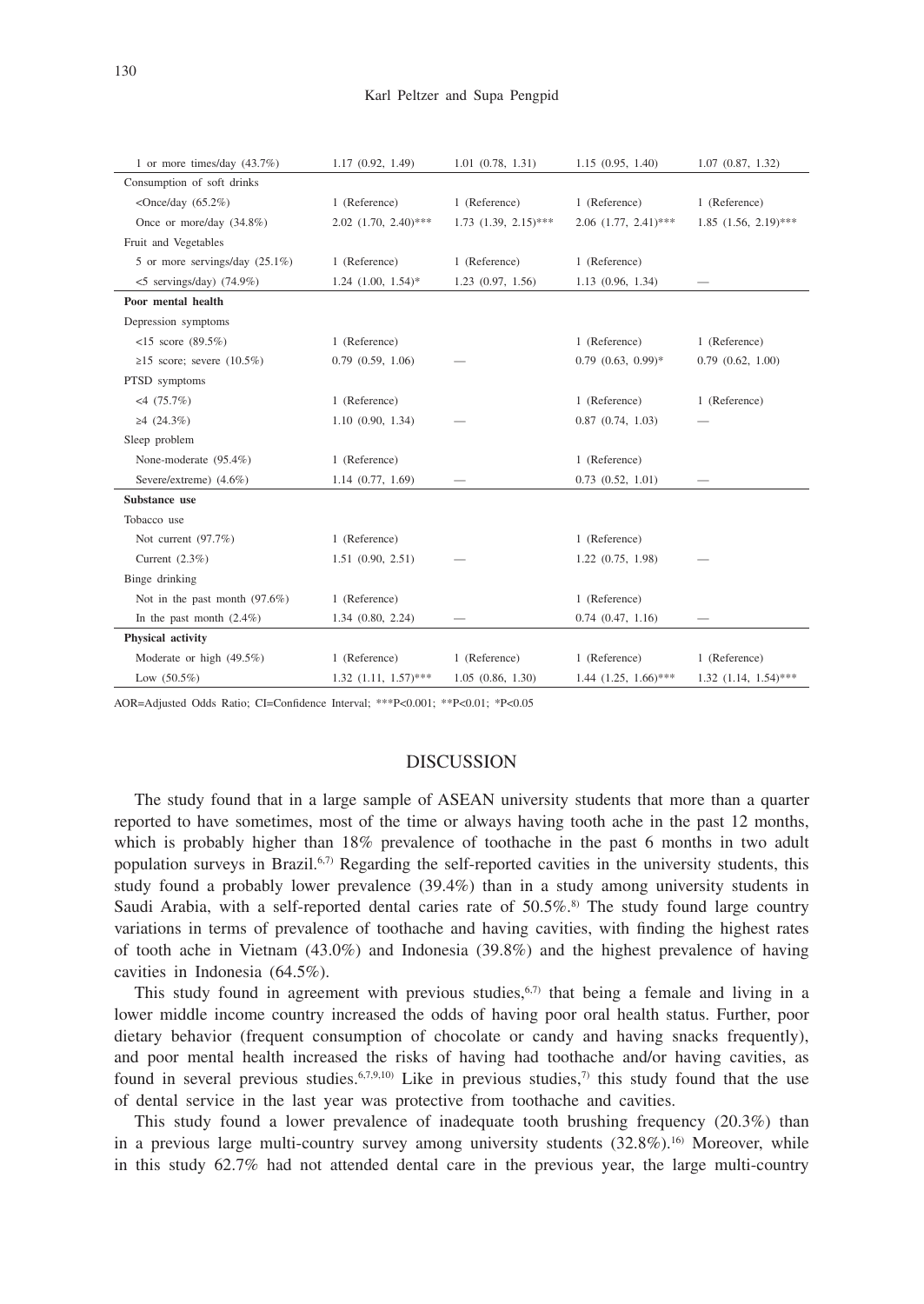| | | | | |
|---|---|---|---|---|
| 1 or more times/day (43.7%) | 1.17 (0.92, 1.49) | 1.01 (0.78, 1.31) | 1.15 (0.95, 1.40) | 1.07 (0.87, 1.32) |
| Consumption of soft drinks | | | | |
| <Once/day (65.2%) | 1 (Reference) | 1 (Reference) | 1 (Reference) | 1 (Reference) |
| Once or more/day (34.8%) | 2.02 (1.70, 2.40)*** | 1.73 (1.39, 2.15)*** | 2.06 (1.77, 2.41)*** | 1.85 (1.56, 2.19)*** |
| Fruit and Vegetables | | | | |
| 5 or more servings/day (25.1%) | 1 (Reference) | 1 (Reference) | 1 (Reference) | |
| <5 servings/day) (74.9%) | 1.24 (1.00, 1.54)* | 1.23 (0.97, 1.56) | 1.13 (0.96, 1.34) | — |
| **Poor mental health** | | | | |
| Depression symptoms | | | | |
| <15 score (89.5%) | 1 (Reference) | | 1 (Reference) | 1 (Reference) |
| ≥15 score; severe (10.5%) | 0.79 (0.59, 1.06) | — | 0.79 (0.63, 0.99)* | 0.79 (0.62, 1.00) |
| PTSD symptoms | | | | |
| <4 (75.7%) | 1 (Reference) | | 1 (Reference) | 1 (Reference) |
| ≥4 (24.3%) | 1.10 (0.90, 1.34) | — | 0.87 (0.74, 1.03) | — |
| Sleep problem | | | | |
| None-moderate (95.4%) | 1 (Reference) | | 1 (Reference) | |
| Severe/extreme) (4.6%) | 1.14 (0.77, 1.69) | — | 0.73 (0.52, 1.01) | — |
| **Substance use** | | | | |
| Tobacco use | | | | |
| Not current (97.7%) | 1 (Reference) | | 1 (Reference) | |
| Current (2.3%) | 1.51 (0.90, 2.51) | — | 1.22 (0.75, 1.98) | — |
| Binge drinking | | | | |
| Not in the past month (97.6%) | 1 (Reference) | | 1 (Reference) | |
| In the past month (2.4%) | 1.34 (0.80, 2.24) | — | 0.74 (0.47, 1.16) | — |
| **Physical activity** | | | | |
| Moderate or high (49.5%) | 1 (Reference) | 1 (Reference) | 1 (Reference) | 1 (Reference) |
| Low (50.5%) | 1.32 (1.11, 1.57)*** | 1.05 (0.86, 1.30) | 1.44 (1.25, 1.66)*** | 1.32 (1.14, 1.54)*** |

AOR=Adjusted Odds Ratio; CI=Confidence Interval; ***P<0.001; **P<0.01; *P<0.05

## DISCUSSION

The study found that in a large sample of ASEAN university students that more than a quarter reported to have sometimes, most of the time or always having tooth ache in the past 12 months, which is probably higher than 18% prevalence of toothache in the past 6 months in two adult population surveys in Brazil.[6,7] Regarding the self-reported cavities in the university students, this study found a probably lower prevalence (39.4%) than in a study among university students in Saudi Arabia, with a self-reported dental caries rate of 50.5%.[8] The study found large country variations in terms of prevalence of toothache and having cavities, with finding the highest rates of tooth ache in Vietnam (43.0%) and Indonesia (39.8%) and the highest prevalence of having cavities in Indonesia (64.5%).

This study found in agreement with previous studies,[6,7] that being a female and living in a lower middle income country increased the odds of having poor oral health status. Further, poor dietary behavior (frequent consumption of chocolate or candy and having snacks frequently), and poor mental health increased the risks of having had toothache and/or having cavities, as found in several previous studies.[6,7,9,10] Like in previous studies,[7] this study found that the use of dental service in the last year was protective from toothache and cavities.

This study found a lower prevalence of inadequate tooth brushing frequency (20.3%) than in a previous large multi-country survey among university students (32.8%).[16] Moreover, while in this study 62.7% had not attended dental care in the previous year, the large multi-country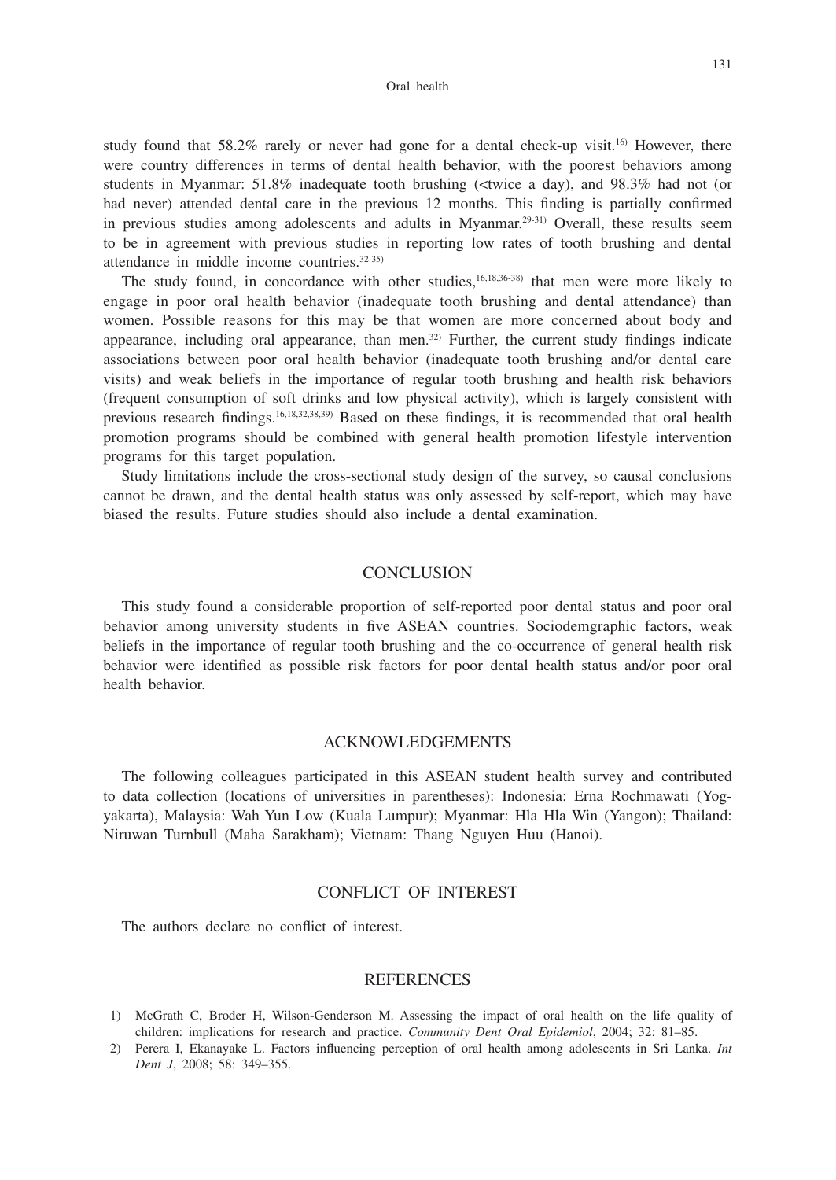study found that 58.2% rarely or never had gone for a dental check-up visit.[16] However, there were country differences in terms of dental health behavior, with the poorest behaviors among students in Myanmar: 51.8% inadequate tooth brushing (<twice a day), and 98.3% had not (or had never) attended dental care in the previous 12 months. This finding is partially confirmed in previous studies among adolescents and adults in Myanmar.[29-31] Overall, these results seem to be in agreement with previous studies in reporting low rates of tooth brushing and dental attendance in middle income countries.[32-35]

The study found, in concordance with other studies,[16,18,36-38] that men were more likely to engage in poor oral health behavior (inadequate tooth brushing and dental attendance) than women. Possible reasons for this may be that women are more concerned about body and appearance, including oral appearance, than men.[32] Further, the current study findings indicate associations between poor oral health behavior (inadequate tooth brushing and/or dental care visits) and weak beliefs in the importance of regular tooth brushing and health risk behaviors (frequent consumption of soft drinks and low physical activity), which is largely consistent with previous research findings.[16,18,32,38,39] Based on these findings, it is recommended that oral health promotion programs should be combined with general health promotion lifestyle intervention programs for this target population.

Study limitations include the cross-sectional study design of the survey, so causal conclusions cannot be drawn, and the dental health status was only assessed by self-report, which may have biased the results. Future studies should also include a dental examination.

## CONCLUSION

This study found a considerable proportion of self-reported poor dental status and poor oral behavior among university students in five ASEAN countries. Sociodemgraphic factors, weak beliefs in the importance of regular tooth brushing and the co-occurrence of general health risk behavior were identified as possible risk factors for poor dental health status and/or poor oral health behavior.

## ACKNOWLEDGEMENTS

The following colleagues participated in this ASEAN student health survey and contributed to data collection (locations of universities in parentheses): Indonesia: Erna Rochmawati (Yogyakarta), Malaysia: Wah Yun Low (Kuala Lumpur); Myanmar: Hla Hla Win (Yangon); Thailand: Niruwan Turnbull (Maha Sarakham); Vietnam: Thang Nguyen Huu (Hanoi).

## CONFLICT OF INTEREST

The authors declare no conflict of interest.

## REFERENCES

1) McGrath C, Broder H, Wilson-Genderson M. Assessing the impact of oral health on the life quality of children: implications for research and practice. *Community Dent Oral Epidemiol*, 2004; 32: 81–85.
2) Perera I, Ekanayake L. Factors influencing perception of oral health among adolescents in Sri Lanka. *Int Dent J*, 2008; 58: 349–355.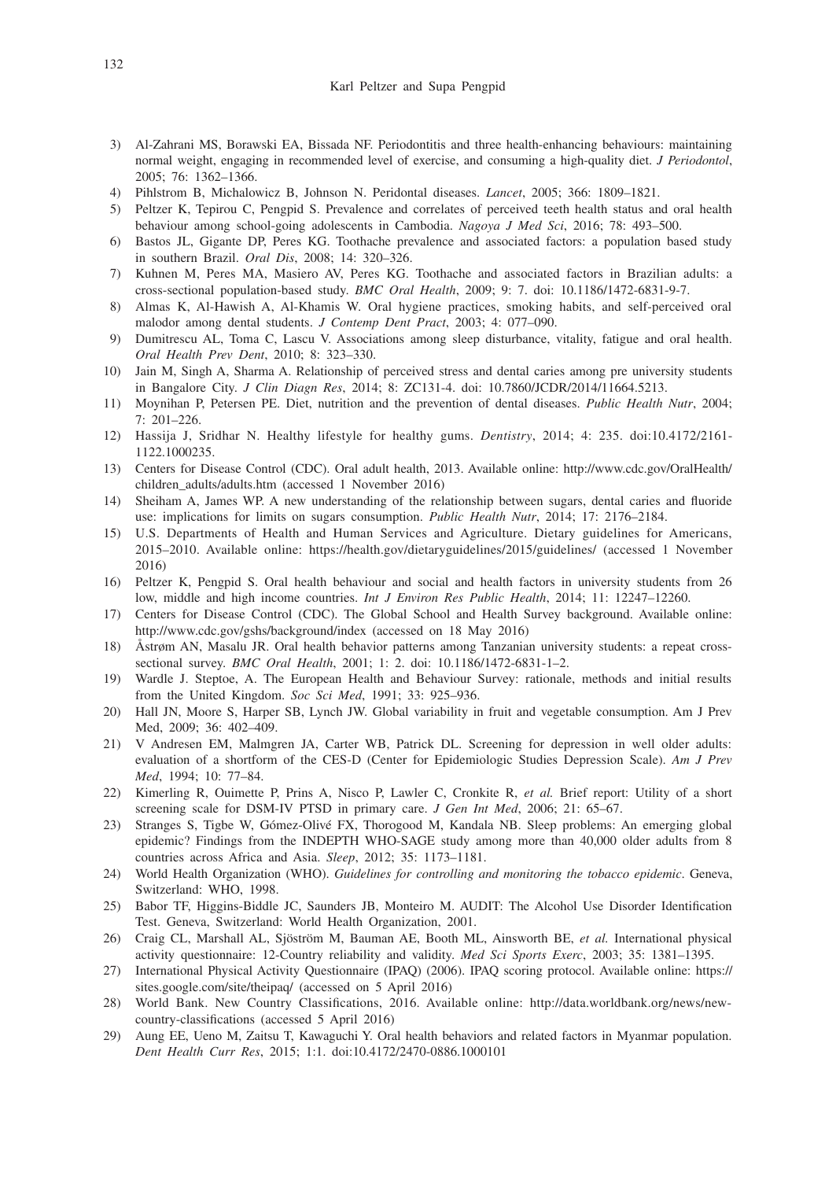3) Al-Zahrani MS, Borawski EA, Bissada NF. Periodontitis and three health-enhancing behaviours: maintaining normal weight, engaging in recommended level of exercise, and consuming a high-quality diet. *J Periodontol*, 2005; 76: 1362–1366.
4) Pihlstrom B, Michalowicz B, Johnson N. Peridontal diseases. *Lancet*, 2005; 366: 1809–1821.
5) Peltzer K, Tepirou C, Pengpid S. Prevalence and correlates of perceived teeth health status and oral health behaviour among school-going adolescents in Cambodia. *Nagoya J Med Sci*, 2016; 78: 493–500.
6) Bastos JL, Gigante DP, Peres KG. Toothache prevalence and associated factors: a population based study in southern Brazil. *Oral Dis*, 2008; 14: 320–326.
7) Kuhnen M, Peres MA, Masiero AV, Peres KG. Toothache and associated factors in Brazilian adults: a cross-sectional population-based study. *BMC Oral Health*, 2009; 9: 7. doi: 10.1186/1472-6831-9-7.
8) Almas K, Al-Hawish A, Al-Khamis W. Oral hygiene practices, smoking habits, and self-perceived oral malodor among dental students. *J Contemp Dent Pract*, 2003; 4: 077–090.
9) Dumitrescu AL, Toma C, Lascu V. Associations among sleep disturbance, vitality, fatigue and oral health. *Oral Health Prev Dent*, 2010; 8: 323–330.
10) Jain M, Singh A, Sharma A. Relationship of perceived stress and dental caries among pre university students in Bangalore City. *J Clin Diagn Res*, 2014; 8: ZC131-4. doi: 10.7860/JCDR/2014/11664.5213.
11) Moynihan P, Petersen PE. Diet, nutrition and the prevention of dental diseases. *Public Health Nutr*, 2004; 7: 201–226.
12) Hassija J, Sridhar N. Healthy lifestyle for healthy gums. *Dentistry*, 2014; 4: 235. doi:10.4172/2161-1122.1000235.
13) Centers for Disease Control (CDC). Oral adult health, 2013. Available online: http://www.cdc.gov/OralHealth/children_adults/adults.htm (accessed 1 November 2016)
14) Sheiham A, James WP. A new understanding of the relationship between sugars, dental caries and fluoride use: implications for limits on sugars consumption. *Public Health Nutr*, 2014; 17: 2176–2184.
15) U.S. Departments of Health and Human Services and Agriculture. Dietary guidelines for Americans, 2015–2010. Available online: https://health.gov/dietaryguidelines/2015/guidelines/ (accessed 1 November 2016)
16) Peltzer K, Pengpid S. Oral health behaviour and social and health factors in university students from 26 low, middle and high income countries. *Int J Environ Res Public Health*, 2014; 11: 12247–12260.
17) Centers for Disease Control (CDC). The Global School and Health Survey background. Available online: http://www.cdc.gov/gshs/background/index (accessed on 18 May 2016)
18) Åstrøm AN, Masalu JR. Oral health behavior patterns among Tanzanian university students: a repeat cross-sectional survey. *BMC Oral Health*, 2001; 1: 2. doi: 10.1186/1472-6831-1–2.
19) Wardle J. Steptoe, A. The European Health and Behaviour Survey: rationale, methods and initial results from the United Kingdom. *Soc Sci Med*, 1991; 33: 925–936.
20) Hall JN, Moore S, Harper SB, Lynch JW. Global variability in fruit and vegetable consumption. Am J Prev Med, 2009; 36: 402–409.
21) V Andresen EM, Malmgren JA, Carter WB, Patrick DL. Screening for depression in well older adults: evaluation of a shortform of the CES-D (Center for Epidemiologic Studies Depression Scale). *Am J Prev Med*, 1994; 10: 77–84.
22) Kimerling R, Ouimette P, Prins A, Nisco P, Lawler C, Cronkite R, *et al.* Brief report: Utility of a short screening scale for DSM-IV PTSD in primary care. *J Gen Int Med*, 2006; 21: 65–67.
23) Stranges S, Tigbe W, Gómez-Olivé FX, Thorogood M, Kandala NB. Sleep problems: An emerging global epidemic? Findings from the INDEPTH WHO-SAGE study among more than 40,000 older adults from 8 countries across Africa and Asia. *Sleep*, 2012; 35: 1173–1181.
24) World Health Organization (WHO). *Guidelines for controlling and monitoring the tobacco epidemic*. Geneva, Switzerland: WHO, 1998.
25) Babor TF, Higgins-Biddle JC, Saunders JB, Monteiro M. AUDIT: The Alcohol Use Disorder Identification Test. Geneva, Switzerland: World Health Organization, 2001.
26) Craig CL, Marshall AL, Sjöström M, Bauman AE, Booth ML, Ainsworth BE, *et al.* International physical activity questionnaire: 12-Country reliability and validity. *Med Sci Sports Exerc*, 2003; 35: 1381–1395.
27) International Physical Activity Questionnaire (IPAQ) (2006). IPAQ scoring protocol. Available online: https://sites.google.com/site/theipaq/ (accessed on 5 April 2016)
28) World Bank. New Country Classifications, 2016. Available online: http://data.worldbank.org/news/new-country-classifications (accessed 5 April 2016)
29) Aung EE, Ueno M, Zaitsu T, Kawaguchi Y. Oral health behaviors and related factors in Myanmar population. *Dent Health Curr Res*, 2015; 1:1. doi:10.4172/2470-0886.1000101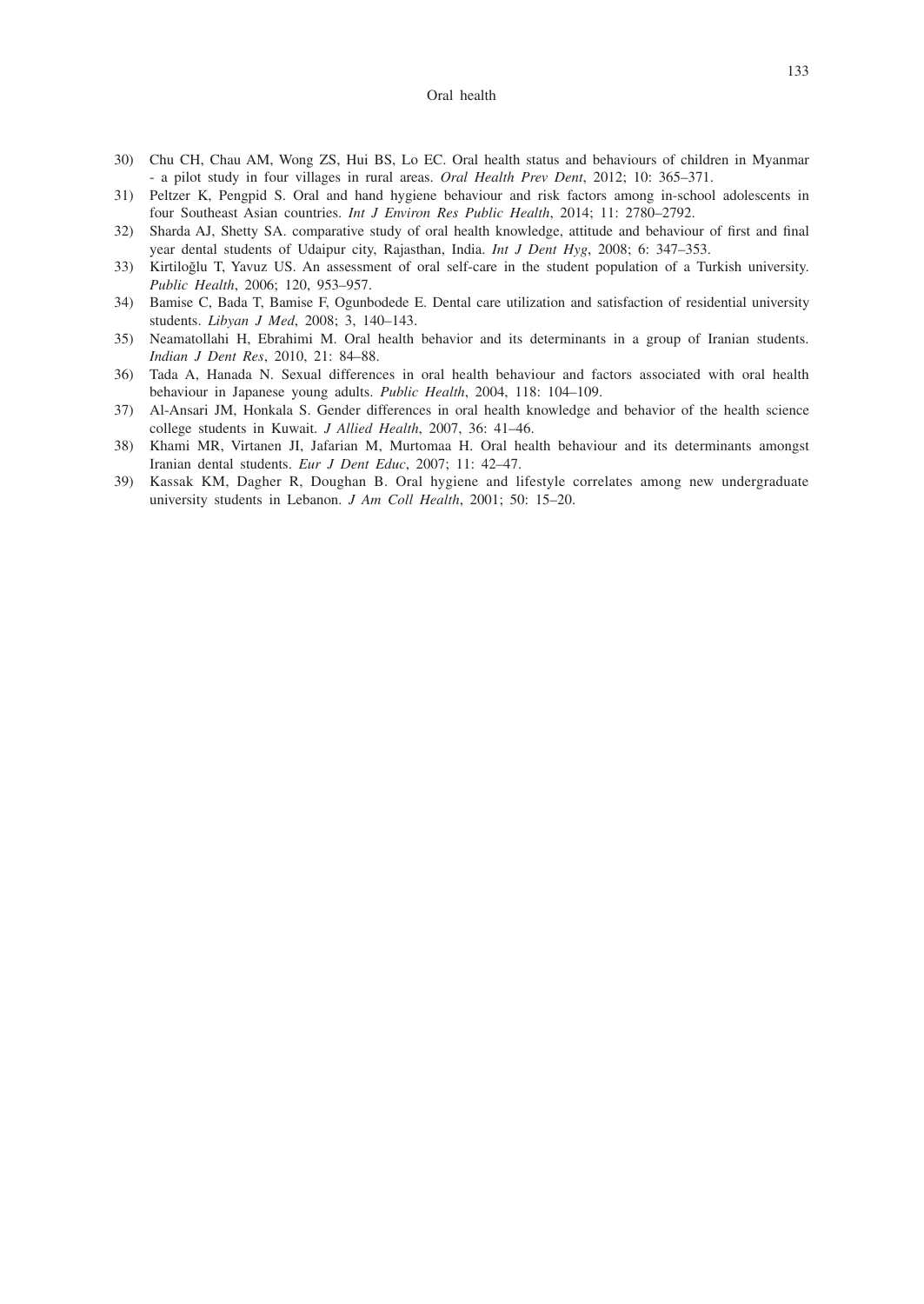30) Chu CH, Chau AM, Wong ZS, Hui BS, Lo EC. Oral health status and behaviours of children in Myanmar - a pilot study in four villages in rural areas. *Oral Health Prev Dent*, 2012; 10: 365–371.
31) Peltzer K, Pengpid S. Oral and hand hygiene behaviour and risk factors among in-school adolescents in four Southeast Asian countries. *Int J Environ Res Public Health*, 2014; 11: 2780–2792.
32) Sharda AJ, Shetty SA. comparative study of oral health knowledge, attitude and behaviour of first and final year dental students of Udaipur city, Rajasthan, India. *Int J Dent Hyg*, 2008; 6: 347–353.
33) Kirtiloğlu T, Yavuz US. An assessment of oral self-care in the student population of a Turkish university. *Public Health*, 2006; 120, 953–957.
34) Bamise C, Bada T, Bamise F, Ogunbodede E. Dental care utilization and satisfaction of residential university students. *Libyan J Med*, 2008; 3, 140–143.
35) Neamatollahi H, Ebrahimi M. Oral health behavior and its determinants in a group of Iranian students. *Indian J Dent Res*, 2010, 21: 84–88.
36) Tada A, Hanada N. Sexual differences in oral health behaviour and factors associated with oral health behaviour in Japanese young adults. *Public Health*, 2004, 118: 104–109.
37) Al-Ansari JM, Honkala S. Gender differences in oral health knowledge and behavior of the health science college students in Kuwait. *J Allied Health*, 2007, 36: 41–46.
38) Khami MR, Virtanen JI, Jafarian M, Murtomaa H. Oral health behaviour and its determinants amongst Iranian dental students. *Eur J Dent Educ*, 2007; 11: 42–47.
39) Kassak KM, Dagher R, Doughan B. Oral hygiene and lifestyle correlates among new undergraduate university students in Lebanon. *J Am Coll Health*, 2001; 50: 15–20.